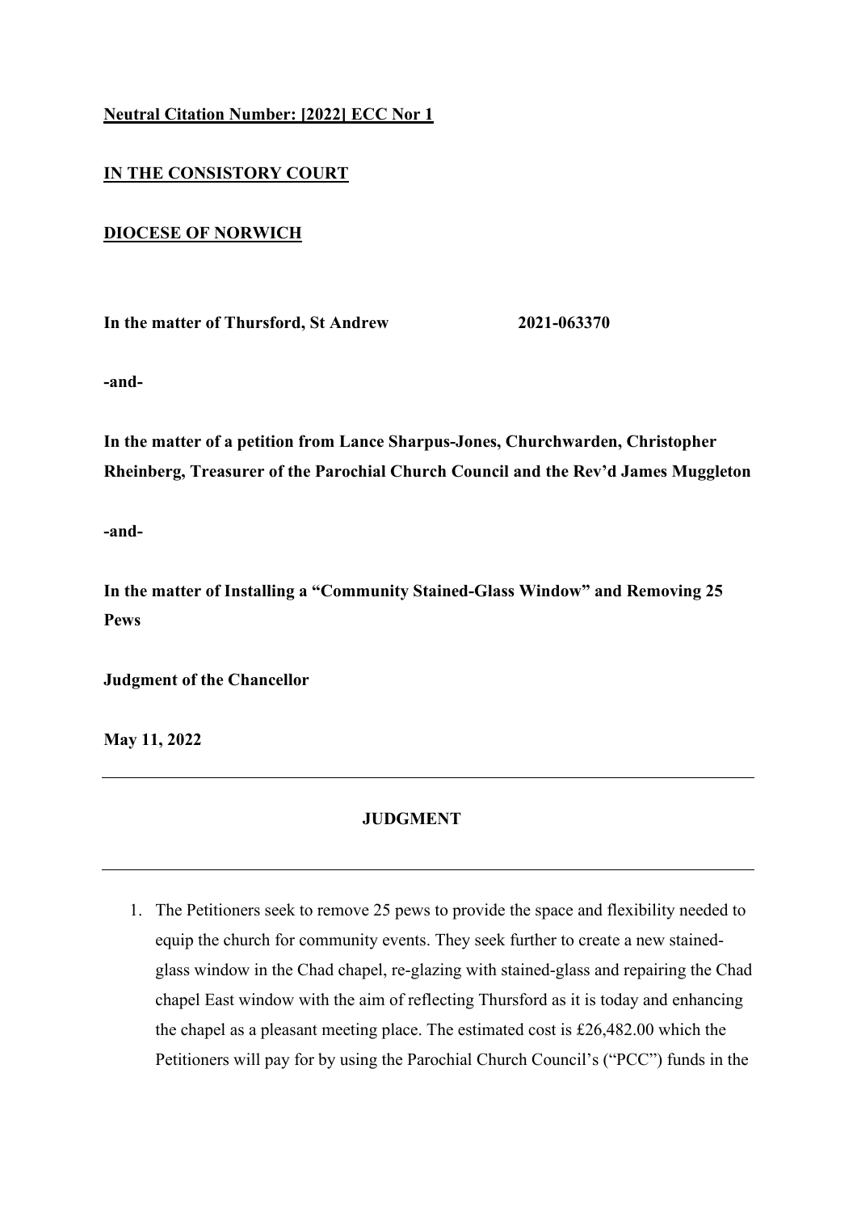**Neutral Citation Number: [2022] ECC Nor 1**

**IN THE CONSISTORY COURT**

**DIOCESE OF NORWICH**

**In the matter of Thursford, St Andrew 2021-063370**

**-and-**

**In the matter of a petition from Lance Sharpus-Jones, Churchwarden, Christopher Rheinberg, Treasurer of the Parochial Church Council and the Rev'd James Muggleton**

**-and-**

**In the matter of Installing a "Community Stained-Glass Window" and Removing 25 Pews**

**Judgment of the Chancellor**

**May 11, 2022**

---

**JUDGMENT**

---

1. The Petitioners seek to remove 25 pews to provide the space and flexibility needed to equip the church for community events. They seek further to create a new stained-glass window in the Chad chapel, re-glazing with stained-glass and repairing the Chad chapel East window with the aim of reflecting Thursford as it is today and enhancing the chapel as a pleasant meeting place. The estimated cost is £26,482.00 which the Petitioners will pay for by using the Parochial Church Council's ("PCC") funds in the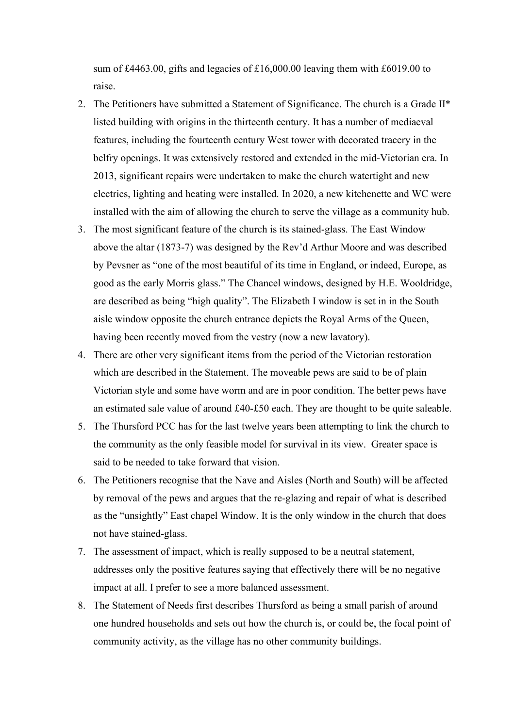sum of £4463.00, gifts and legacies of £16,000.00 leaving them with £6019.00 to raise.

2. The Petitioners have submitted a Statement of Significance. The church is a Grade II* listed building with origins in the thirteenth century. It has a number of mediaeval features, including the fourteenth century West tower with decorated tracery in the belfry openings. It was extensively restored and extended in the mid-Victorian era. In 2013, significant repairs were undertaken to make the church watertight and new electrics, lighting and heating were installed. In 2020, a new kitchenette and WC were installed with the aim of allowing the church to serve the village as a community hub.
3. The most significant feature of the church is its stained-glass. The East Window above the altar (1873-7) was designed by the Rev'd Arthur Moore and was described by Pevsner as "one of the most beautiful of its time in England, or indeed, Europe, as good as the early Morris glass." The Chancel windows, designed by H.E. Wooldridge, are described as being "high quality". The Elizabeth I window is set in in the South aisle window opposite the church entrance depicts the Royal Arms of the Queen, having been recently moved from the vestry (now a new lavatory).
4. There are other very significant items from the period of the Victorian restoration which are described in the Statement. The moveable pews are said to be of plain Victorian style and some have worm and are in poor condition. The better pews have an estimated sale value of around £40-£50 each. They are thought to be quite saleable.
5. The Thursford PCC has for the last twelve years been attempting to link the church to the community as the only feasible model for survival in its view. Greater space is said to be needed to take forward that vision.
6. The Petitioners recognise that the Nave and Aisles (North and South) will be affected by removal of the pews and argues that the re-glazing and repair of what is described as the "unsightly" East chapel Window. It is the only window in the church that does not have stained-glass.
7. The assessment of impact, which is really supposed to be a neutral statement, addresses only the positive features saying that effectively there will be no negative impact at all. I prefer to see a more balanced assessment.
8. The Statement of Needs first describes Thursford as being a small parish of around one hundred households and sets out how the church is, or could be, the focal point of community activity, as the village has no other community buildings.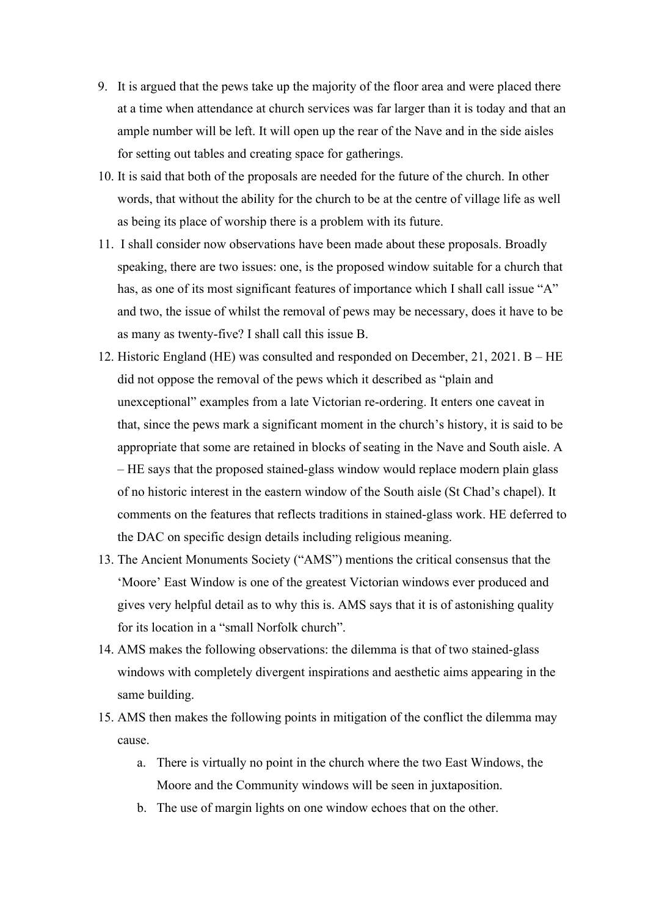9. It is argued that the pews take up the majority of the floor area and were placed there at a time when attendance at church services was far larger than it is today and that an ample number will be left. It will open up the rear of the Nave and in the side aisles for setting out tables and creating space for gatherings.
10. It is said that both of the proposals are needed for the future of the church. In other words, that without the ability for the church to be at the centre of village life as well as being its place of worship there is a problem with its future.
11. I shall consider now observations have been made about these proposals. Broadly speaking, there are two issues: one, is the proposed window suitable for a church that has, as one of its most significant features of importance which I shall call issue "A" and two, the issue of whilst the removal of pews may be necessary, does it have to be as many as twenty-five? I shall call this issue B.
12. Historic England (HE) was consulted and responded on December, 21, 2021. B – HE did not oppose the removal of the pews which it described as "plain and unexceptional" examples from a late Victorian re-ordering. It enters one caveat in that, since the pews mark a significant moment in the church's history, it is said to be appropriate that some are retained in blocks of seating in the Nave and South aisle. A – HE says that the proposed stained-glass window would replace modern plain glass of no historic interest in the eastern window of the South aisle (St Chad's chapel). It comments on the features that reflects traditions in stained-glass work. HE deferred to the DAC on specific design details including religious meaning.
13. The Ancient Monuments Society ("AMS") mentions the critical consensus that the 'Moore' East Window is one of the greatest Victorian windows ever produced and gives very helpful detail as to why this is. AMS says that it is of astonishing quality for its location in a "small Norfolk church".
14. AMS makes the following observations: the dilemma is that of two stained-glass windows with completely divergent inspirations and aesthetic aims appearing in the same building.
15. AMS then makes the following points in mitigation of the conflict the dilemma may cause.
    a. There is virtually no point in the church where the two East Windows, the Moore and the Community windows will be seen in juxtaposition.
    b. The use of margin lights on one window echoes that on the other.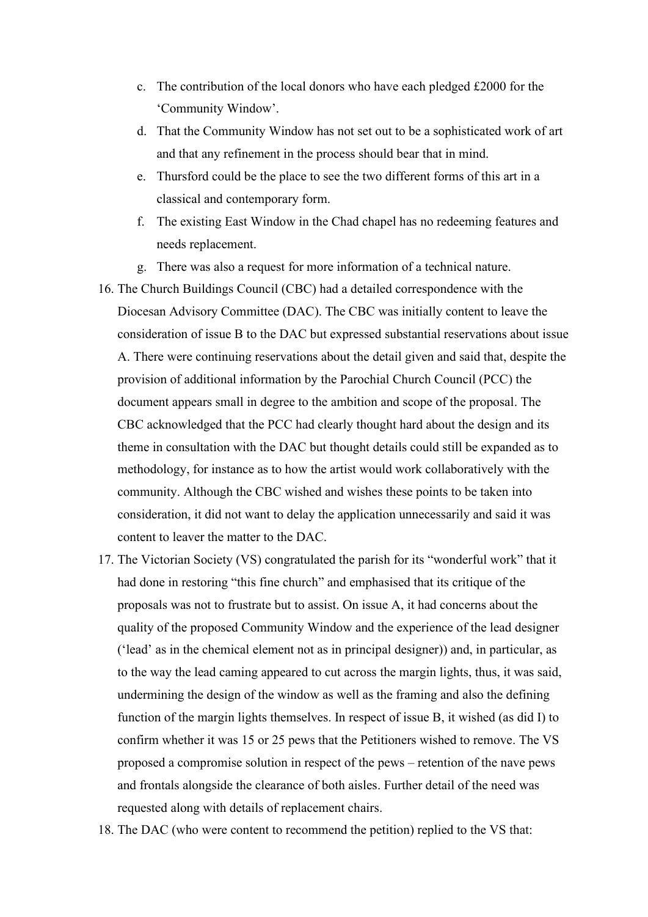c. The contribution of the local donors who have each pledged £2000 for the 'Community Window'.
d. That the Community Window has not set out to be a sophisticated work of art and that any refinement in the process should bear that in mind.
e. Thursford could be the place to see the two different forms of this art in a classical and contemporary form.
f. The existing East Window in the Chad chapel has no redeeming features and needs replacement.
g. There was also a request for more information of a technical nature.

16. The Church Buildings Council (CBC) had a detailed correspondence with the Diocesan Advisory Committee (DAC). The CBC was initially content to leave the consideration of issue B to the DAC but expressed substantial reservations about issue A. There were continuing reservations about the detail given and said that, despite the provision of additional information by the Parochial Church Council (PCC) the document appears small in degree to the ambition and scope of the proposal. The CBC acknowledged that the PCC had clearly thought hard about the design and its theme in consultation with the DAC but thought details could still be expanded as to methodology, for instance as to how the artist would work collaboratively with the community. Although the CBC wished and wishes these points to be taken into consideration, it did not want to delay the application unnecessarily and said it was content to leaver the matter to the DAC.
17. The Victorian Society (VS) congratulated the parish for its "wonderful work" that it had done in restoring "this fine church" and emphasised that its critique of the proposals was not to frustrate but to assist. On issue A, it had concerns about the quality of the proposed Community Window and the experience of the lead designer ('lead' as in the chemical element not as in principal designer)) and, in particular, as to the way the lead caming appeared to cut across the margin lights, thus, it was said, undermining the design of the window as well as the framing and also the defining function of the margin lights themselves. In respect of issue B, it wished (as did I) to confirm whether it was 15 or 25 pews that the Petitioners wished to remove. The VS proposed a compromise solution in respect of the pews – retention of the nave pews and frontals alongside the clearance of both aisles. Further detail of the need was requested along with details of replacement chairs.
18. The DAC (who were content to recommend the petition) replied to the VS that: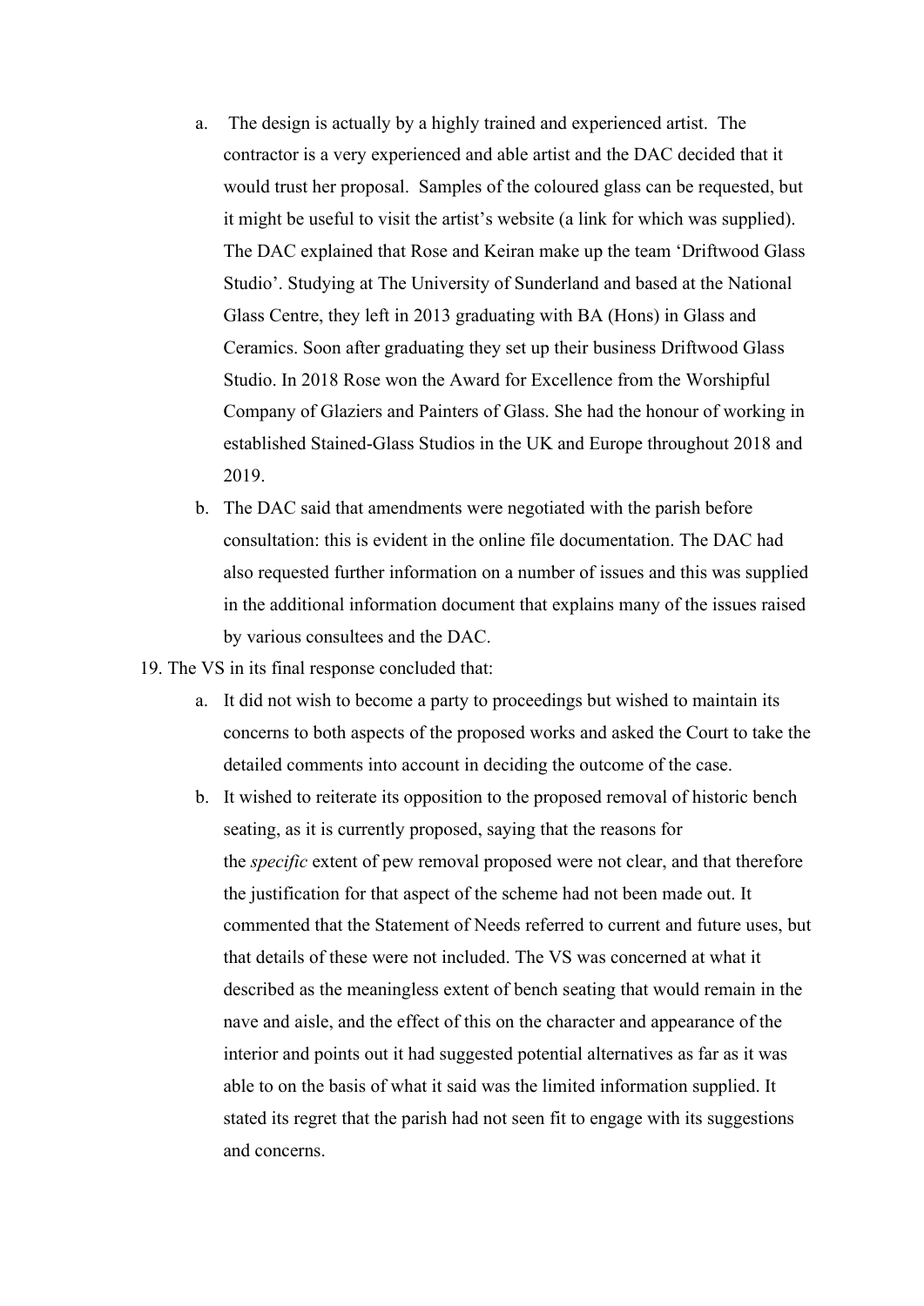a. The design is actually by a highly trained and experienced artist. The contractor is a very experienced and able artist and the DAC decided that it would trust her proposal. Samples of the coloured glass can be requested, but it might be useful to visit the artist's website (a link for which was supplied). The DAC explained that Rose and Keiran make up the team 'Driftwood Glass Studio'. Studying at The University of Sunderland and based at the National Glass Centre, they left in 2013 graduating with BA (Hons) in Glass and Ceramics. Soon after graduating they set up their business Driftwood Glass Studio. In 2018 Rose won the Award for Excellence from the Worshipful Company of Glaziers and Painters of Glass. She had the honour of working in established Stained-Glass Studios in the UK and Europe throughout 2018 and 2019.

b. The DAC said that amendments were negotiated with the parish before consultation: this is evident in the online file documentation. The DAC had also requested further information on a number of issues and this was supplied in the additional information document that explains many of the issues raised by various consultees and the DAC.

19. The VS in its final response concluded that:

a. It did not wish to become a party to proceedings but wished to maintain its concerns to both aspects of the proposed works and asked the Court to take the detailed comments into account in deciding the outcome of the case.

b. It wished to reiterate its opposition to the proposed removal of historic bench seating, as it is currently proposed, saying that the reasons for the *specific* extent of pew removal proposed were not clear, and that therefore the justification for that aspect of the scheme had not been made out. It commented that the Statement of Needs referred to current and future uses, but that details of these were not included. The VS was concerned at what it described as the meaningless extent of bench seating that would remain in the nave and aisle, and the effect of this on the character and appearance of the interior and points out it had suggested potential alternatives as far as it was able to on the basis of what it said was the limited information supplied. It stated its regret that the parish had not seen fit to engage with its suggestions and concerns.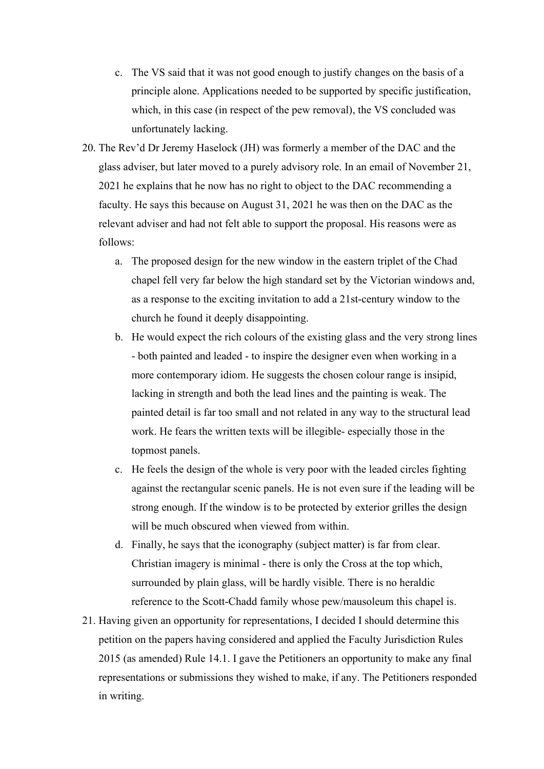c. The VS said that it was not good enough to justify changes on the basis of a principle alone. Applications needed to be supported by specific justification, which, in this case (in respect of the pew removal), the VS concluded was unfortunately lacking.

20. The Rev'd Dr Jeremy Haselock (JH) was formerly a member of the DAC and the glass adviser, but later moved to a purely advisory role. In an email of November 21, 2021 he explains that he now has no right to object to the DAC recommending a faculty. He says this because on August 31, 2021 he was then on the DAC as the relevant adviser and had not felt able to support the proposal. His reasons were as follows:

    a. The proposed design for the new window in the eastern triplet of the Chad chapel fell very far below the high standard set by the Victorian windows and, as a response to the exciting invitation to add a 21st-century window to the church he found it deeply disappointing.

    b. He would expect the rich colours of the existing glass and the very strong lines - both painted and leaded - to inspire the designer even when working in a more contemporary idiom. He suggests the chosen colour range is insipid, lacking in strength and both the lead lines and the painting is weak. The painted detail is far too small and not related in any way to the structural lead work. He fears the written texts will be illegible- especially those in the topmost panels.

    c. He feels the design of the whole is very poor with the leaded circles fighting against the rectangular scenic panels. He is not even sure if the leading will be strong enough. If the window is to be protected by exterior grilles the design will be much obscured when viewed from within.

    d. Finally, he says that the iconography (subject matter) is far from clear. Christian imagery is minimal - there is only the Cross at the top which, surrounded by plain glass, will be hardly visible. There is no heraldic reference to the Scott-Chadd family whose pew/mausoleum this chapel is.

21. Having given an opportunity for representations, I decided I should determine this petition on the papers having considered and applied the Faculty Jurisdiction Rules 2015 (as amended) Rule 14.1. I gave the Petitioners an opportunity to make any final representations or submissions they wished to make, if any. The Petitioners responded in writing.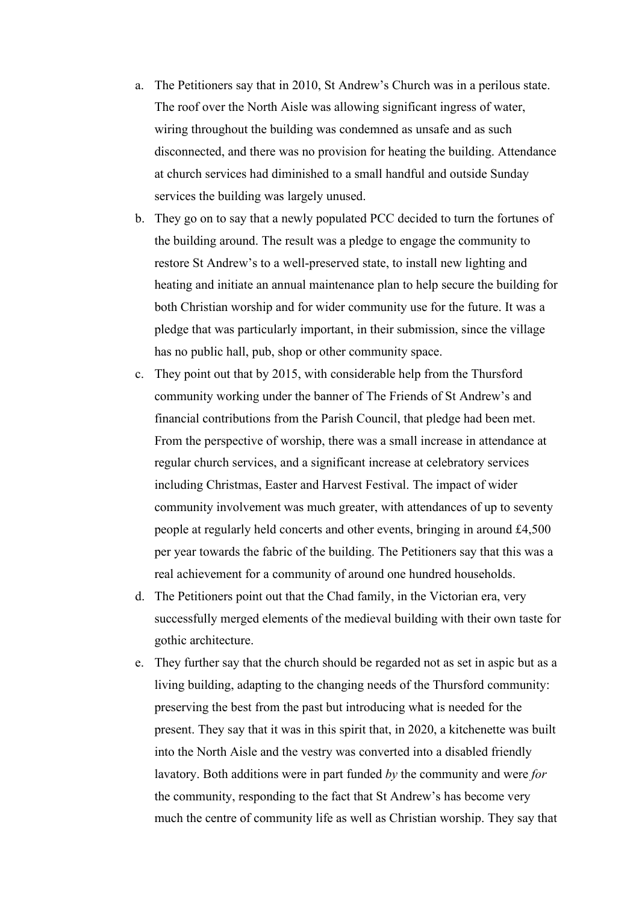a. The Petitioners say that in 2010, St Andrew's Church was in a perilous state. The roof over the North Aisle was allowing significant ingress of water, wiring throughout the building was condemned as unsafe and as such disconnected, and there was no provision for heating the building. Attendance at church services had diminished to a small handful and outside Sunday services the building was largely unused.
b. They go on to say that a newly populated PCC decided to turn the fortunes of the building around. The result was a pledge to engage the community to restore St Andrew's to a well-preserved state, to install new lighting and heating and initiate an annual maintenance plan to help secure the building for both Christian worship and for wider community use for the future. It was a pledge that was particularly important, in their submission, since the village has no public hall, pub, shop or other community space.
c. They point out that by 2015, with considerable help from the Thursford community working under the banner of The Friends of St Andrew's and financial contributions from the Parish Council, that pledge had been met. From the perspective of worship, there was a small increase in attendance at regular church services, and a significant increase at celebratory services including Christmas, Easter and Harvest Festival. The impact of wider community involvement was much greater, with attendances of up to seventy people at regularly held concerts and other events, bringing in around £4,500 per year towards the fabric of the building. The Petitioners say that this was a real achievement for a community of around one hundred households.
d. The Petitioners point out that the Chad family, in the Victorian era, very successfully merged elements of the medieval building with their own taste for gothic architecture.
e. They further say that the church should be regarded not as set in aspic but as a living building, adapting to the changing needs of the Thursford community: preserving the best from the past but introducing what is needed for the present. They say that it was in this spirit that, in 2020, a kitchenette was built into the North Aisle and the vestry was converted into a disabled friendly lavatory. Both additions were in part funded *by* the community and were *for* the community, responding to the fact that St Andrew's has become very much the centre of community life as well as Christian worship. They say that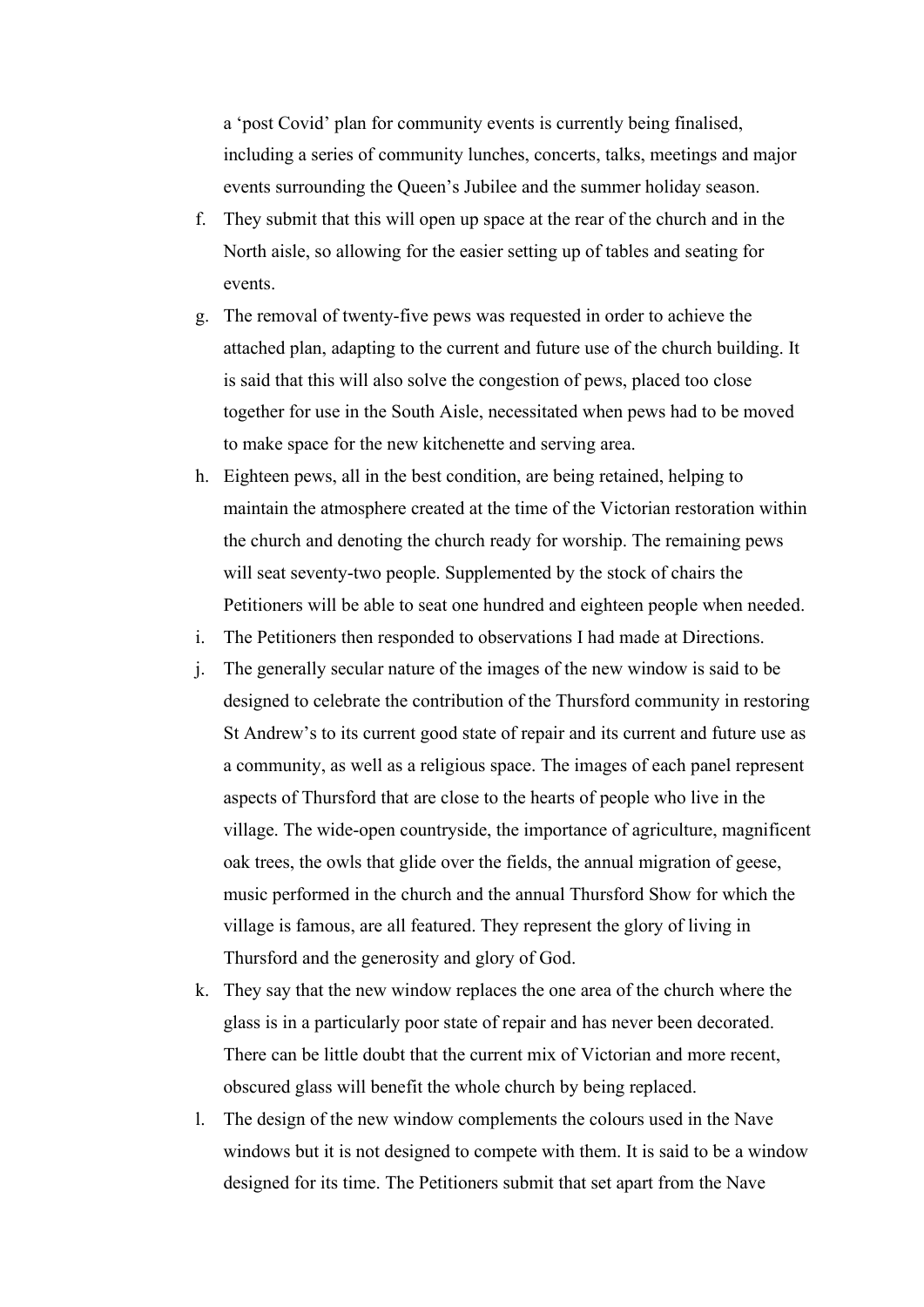a 'post Covid' plan for community events is currently being finalised, including a series of community lunches, concerts, talks, meetings and major events surrounding the Queen's Jubilee and the summer holiday season.

f. They submit that this will open up space at the rear of the church and in the North aisle, so allowing for the easier setting up of tables and seating for events.
g. The removal of twenty-five pews was requested in order to achieve the attached plan, adapting to the current and future use of the church building. It is said that this will also solve the congestion of pews, placed too close together for use in the South Aisle, necessitated when pews had to be moved to make space for the new kitchenette and serving area.
h. Eighteen pews, all in the best condition, are being retained, helping to maintain the atmosphere created at the time of the Victorian restoration within the church and denoting the church ready for worship. The remaining pews will seat seventy-two people. Supplemented by the stock of chairs the Petitioners will be able to seat one hundred and eighteen people when needed.
i. The Petitioners then responded to observations I had made at Directions.
j. The generally secular nature of the images of the new window is said to be designed to celebrate the contribution of the Thursford community in restoring St Andrew's to its current good state of repair and its current and future use as a community, as well as a religious space. The images of each panel represent aspects of Thursford that are close to the hearts of people who live in the village. The wide-open countryside, the importance of agriculture, magnificent oak trees, the owls that glide over the fields, the annual migration of geese, music performed in the church and the annual Thursford Show for which the village is famous, are all featured. They represent the glory of living in Thursford and the generosity and glory of God.
k. They say that the new window replaces the one area of the church where the glass is in a particularly poor state of repair and has never been decorated. There can be little doubt that the current mix of Victorian and more recent, obscured glass will benefit the whole church by being replaced.
l. The design of the new window complements the colours used in the Nave windows but it is not designed to compete with them. It is said to be a window designed for its time. The Petitioners submit that set apart from the Nave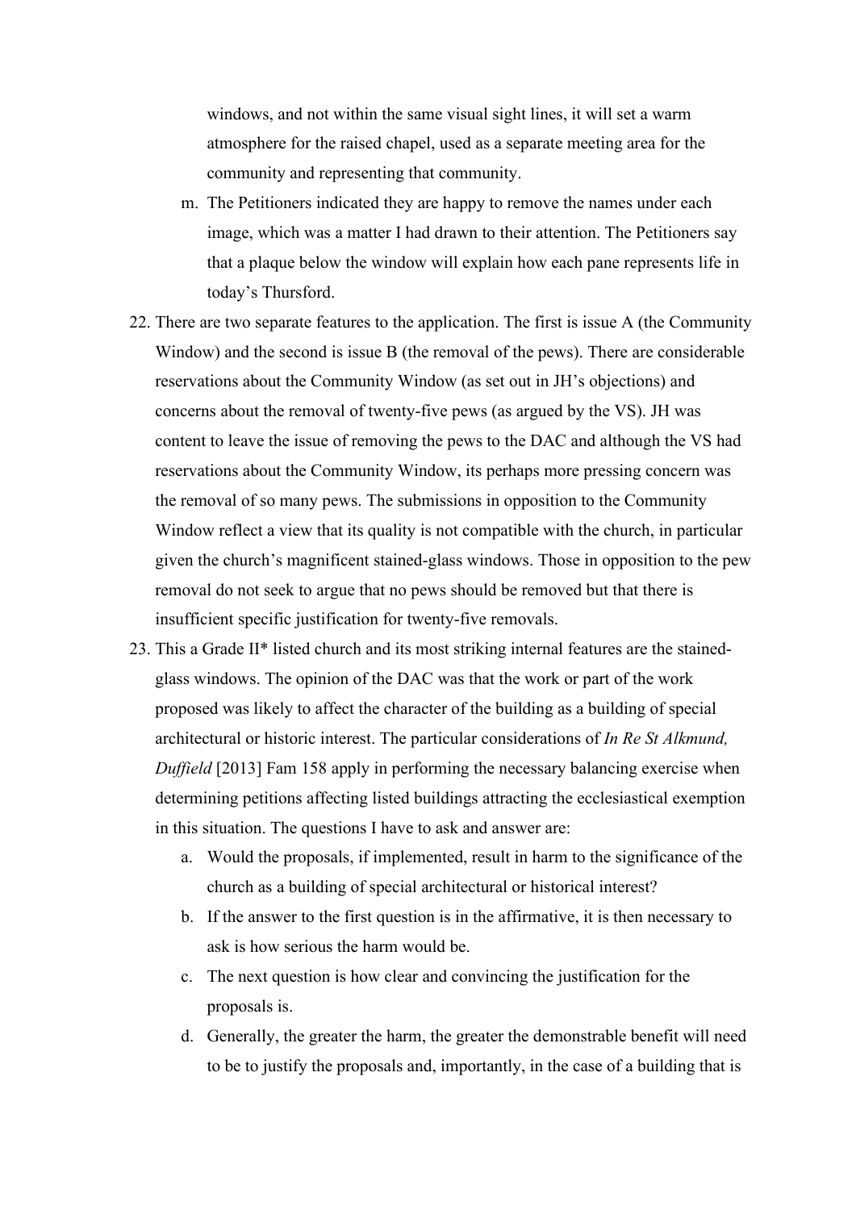windows, and not within the same visual sight lines, it will set a warm atmosphere for the raised chapel, used as a separate meeting area for the community and representing that community.

m. The Petitioners indicated they are happy to remove the names under each image, which was a matter I had drawn to their attention. The Petitioners say that a plaque below the window will explain how each pane represents life in today's Thursford.

22. There are two separate features to the application. The first is issue A (the Community Window) and the second is issue B (the removal of the pews). There are considerable reservations about the Community Window (as set out in JH's objections) and concerns about the removal of twenty-five pews (as argued by the VS). JH was content to leave the issue of removing the pews to the DAC and although the VS had reservations about the Community Window, its perhaps more pressing concern was the removal of so many pews. The submissions in opposition to the Community Window reflect a view that its quality is not compatible with the church, in particular given the church's magnificent stained-glass windows. Those in opposition to the pew removal do not seek to argue that no pews should be removed but that there is insufficient specific justification for twenty-five removals.

23. This a Grade II* listed church and its most striking internal features are the stained-glass windows. The opinion of the DAC was that the work or part of the work proposed was likely to affect the character of the building as a building of special architectural or historic interest. The particular considerations of *In Re St Alkmund, Duffield* [2013] Fam 158 apply in performing the necessary balancing exercise when determining petitions affecting listed buildings attracting the ecclesiastical exemption in this situation. The questions I have to ask and answer are:

    a. Would the proposals, if implemented, result in harm to the significance of the church as a building of special architectural or historical interest?

    b. If the answer to the first question is in the affirmative, it is then necessary to ask is how serious the harm would be.

    c. The next question is how clear and convincing the justification for the proposals is.

    d. Generally, the greater the harm, the greater the demonstrable benefit will need to be to justify the proposals and, importantly, in the case of a building that is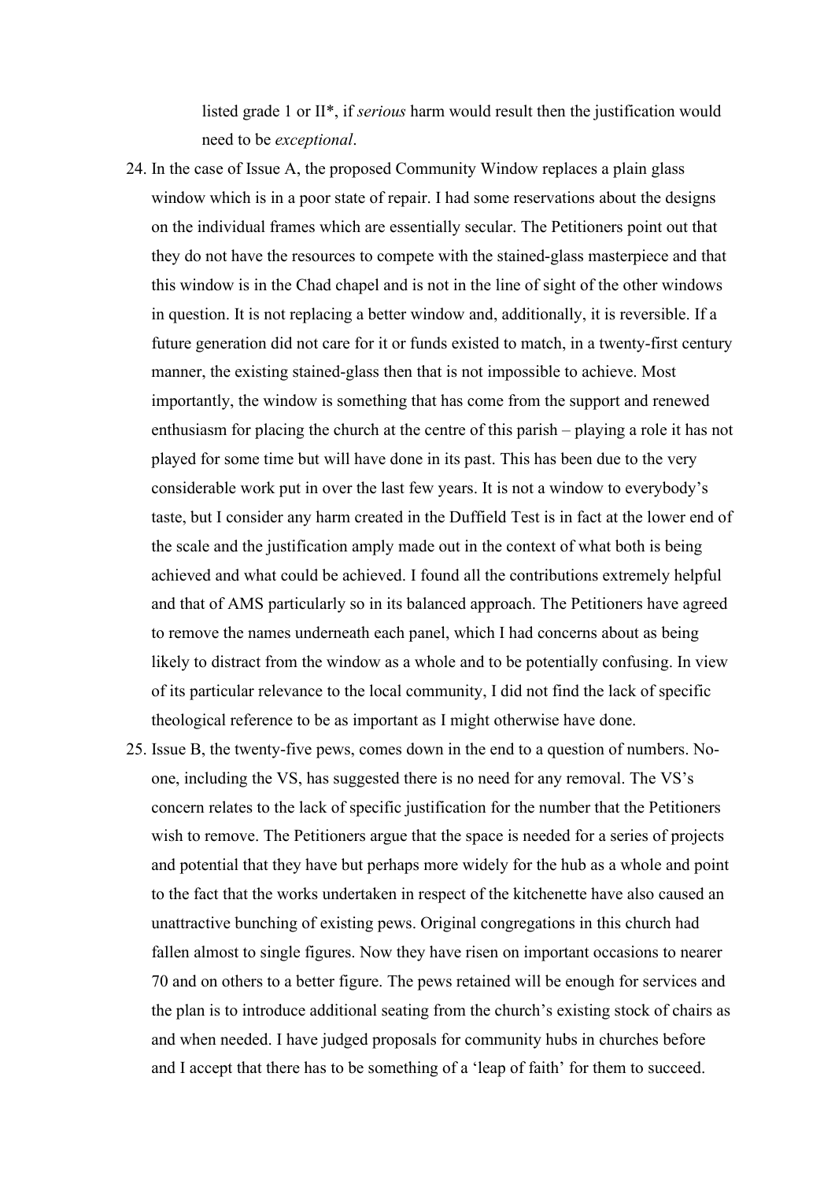listed grade 1 or II*, if *serious* harm would result then the justification would need to be *exceptional*.

24. In the case of Issue A, the proposed Community Window replaces a plain glass window which is in a poor state of repair. I had some reservations about the designs on the individual frames which are essentially secular. The Petitioners point out that they do not have the resources to compete with the stained-glass masterpiece and that this window is in the Chad chapel and is not in the line of sight of the other windows in question. It is not replacing a better window and, additionally, it is reversible. If a future generation did not care for it or funds existed to match, in a twenty-first century manner, the existing stained-glass then that is not impossible to achieve. Most importantly, the window is something that has come from the support and renewed enthusiasm for placing the church at the centre of this parish – playing a role it has not played for some time but will have done in its past. This has been due to the very considerable work put in over the last few years. It is not a window to everybody's taste, but I consider any harm created in the Duffield Test is in fact at the lower end of the scale and the justification amply made out in the context of what both is being achieved and what could be achieved. I found all the contributions extremely helpful and that of AMS particularly so in its balanced approach. The Petitioners have agreed to remove the names underneath each panel, which I had concerns about as being likely to distract from the window as a whole and to be potentially confusing. In view of its particular relevance to the local community, I did not find the lack of specific theological reference to be as important as I might otherwise have done.
25. Issue B, the twenty-five pews, comes down in the end to a question of numbers. No-one, including the VS, has suggested there is no need for any removal. The VS's concern relates to the lack of specific justification for the number that the Petitioners wish to remove. The Petitioners argue that the space is needed for a series of projects and potential that they have but perhaps more widely for the hub as a whole and point to the fact that the works undertaken in respect of the kitchenette have also caused an unattractive bunching of existing pews. Original congregations in this church had fallen almost to single figures. Now they have risen on important occasions to nearer 70 and on others to a better figure. The pews retained will be enough for services and the plan is to introduce additional seating from the church's existing stock of chairs as and when needed. I have judged proposals for community hubs in churches before and I accept that there has to be something of a 'leap of faith' for them to succeed.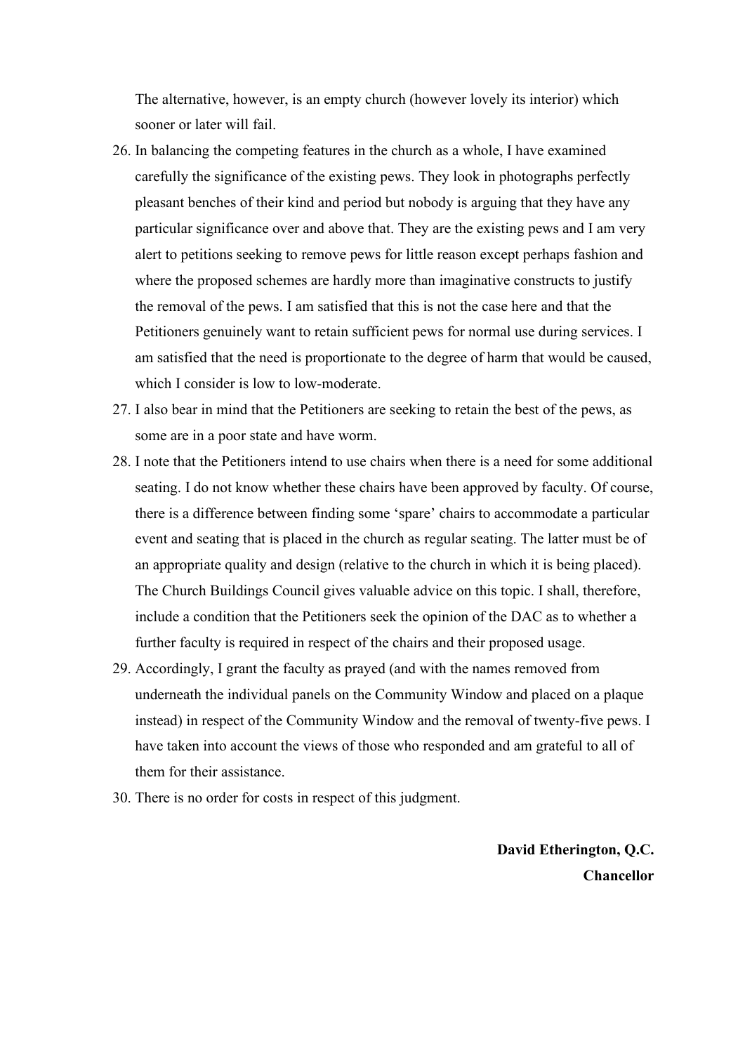The alternative, however, is an empty church (however lovely its interior) which sooner or later will fail.

26. In balancing the competing features in the church as a whole, I have examined carefully the significance of the existing pews. They look in photographs perfectly pleasant benches of their kind and period but nobody is arguing that they have any particular significance over and above that. They are the existing pews and I am very alert to petitions seeking to remove pews for little reason except perhaps fashion and where the proposed schemes are hardly more than imaginative constructs to justify the removal of the pews. I am satisfied that this is not the case here and that the Petitioners genuinely want to retain sufficient pews for normal use during services. I am satisfied that the need is proportionate to the degree of harm that would be caused, which I consider is low to low-moderate.
27. I also bear in mind that the Petitioners are seeking to retain the best of the pews, as some are in a poor state and have worm.
28. I note that the Petitioners intend to use chairs when there is a need for some additional seating. I do not know whether these chairs have been approved by faculty. Of course, there is a difference between finding some 'spare' chairs to accommodate a particular event and seating that is placed in the church as regular seating. The latter must be of an appropriate quality and design (relative to the church in which it is being placed). The Church Buildings Council gives valuable advice on this topic. I shall, therefore, include a condition that the Petitioners seek the opinion of the DAC as to whether a further faculty is required in respect of the chairs and their proposed usage.
29. Accordingly, I grant the faculty as prayed (and with the names removed from underneath the individual panels on the Community Window and placed on a plaque instead) in respect of the Community Window and the removal of twenty-five pews. I have taken into account the views of those who responded and am grateful to all of them for their assistance.
30. There is no order for costs in respect of this judgment.

**David Etherington, Q.C.**
**Chancellor**